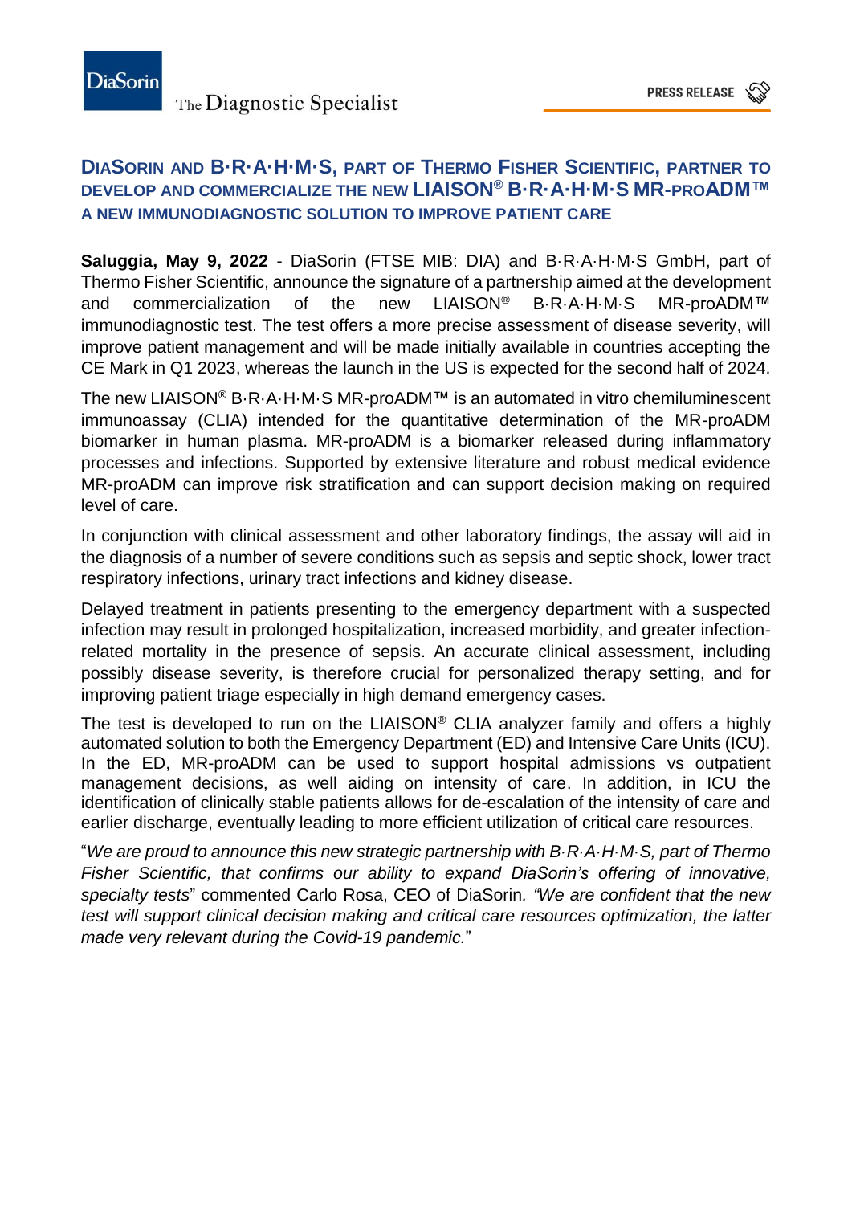DiaSorin The Diagnostic Specialist

PRESS RELEASE

## DIASORIN AND B·R·A·H·M·S, PART OF THERMO FISHER SCIENTIFIC, PARTNER TO DEVELOP AND COMMERCIALIZE THE NEW LIAISON® B·R·A·H·M·S MR-PROADM™ A NEW IMMUNODIAGNOSTIC SOLUTION TO IMPROVE PATIENT CARE

**Saluggia, May 9, 2022** - DiaSorin (FTSE MIB: DIA) and B·R·A·H·M·S GmbH, part of Thermo Fisher Scientific, announce the signature of a partnership aimed at the development and commercialization of the new LIAISON® B·R·A·H·M·S MR-proADM™ immunodiagnostic test. The test offers a more precise assessment of disease severity, will improve patient management and will be made initially available in countries accepting the CE Mark in Q1 2023, whereas the launch in the US is expected for the second half of 2024.

The new LIAISON® B·R·A·H·M·S MR-proADM™ is an automated in vitro chemiluminescent immunoassay (CLIA) intended for the quantitative determination of the MR-proADM biomarker in human plasma. MR-proADM is a biomarker released during inflammatory processes and infections. Supported by extensive literature and robust medical evidence MR-proADM can improve risk stratification and can support decision making on required level of care.

In conjunction with clinical assessment and other laboratory findings, the assay will aid in the diagnosis of a number of severe conditions such as sepsis and septic shock, lower tract respiratory infections, urinary tract infections and kidney disease.

Delayed treatment in patients presenting to the emergency department with a suspected infection may result in prolonged hospitalization, increased morbidity, and greater infection-related mortality in the presence of sepsis. An accurate clinical assessment, including possibly disease severity, is therefore crucial for personalized therapy setting, and for improving patient triage especially in high demand emergency cases.

The test is developed to run on the LIAISON® CLIA analyzer family and offers a highly automated solution to both the Emergency Department (ED) and Intensive Care Units (ICU). In the ED, MR-proADM can be used to support hospital admissions vs outpatient management decisions, as well aiding on intensity of care. In addition, in ICU the identification of clinically stable patients allows for de-escalation of the intensity of care and earlier discharge, eventually leading to more efficient utilization of critical care resources.

"*We are proud to announce this new strategic partnership with B·R·A·H·M·S, part of Thermo Fisher Scientific, that confirms our ability to expand DiaSorin's offering of innovative, specialty tests*" commented Carlo Rosa, CEO of DiaSorin. *"We are confident that the new test will support clinical decision making and critical care resources optimization, the latter made very relevant during the Covid-19 pandemic.*"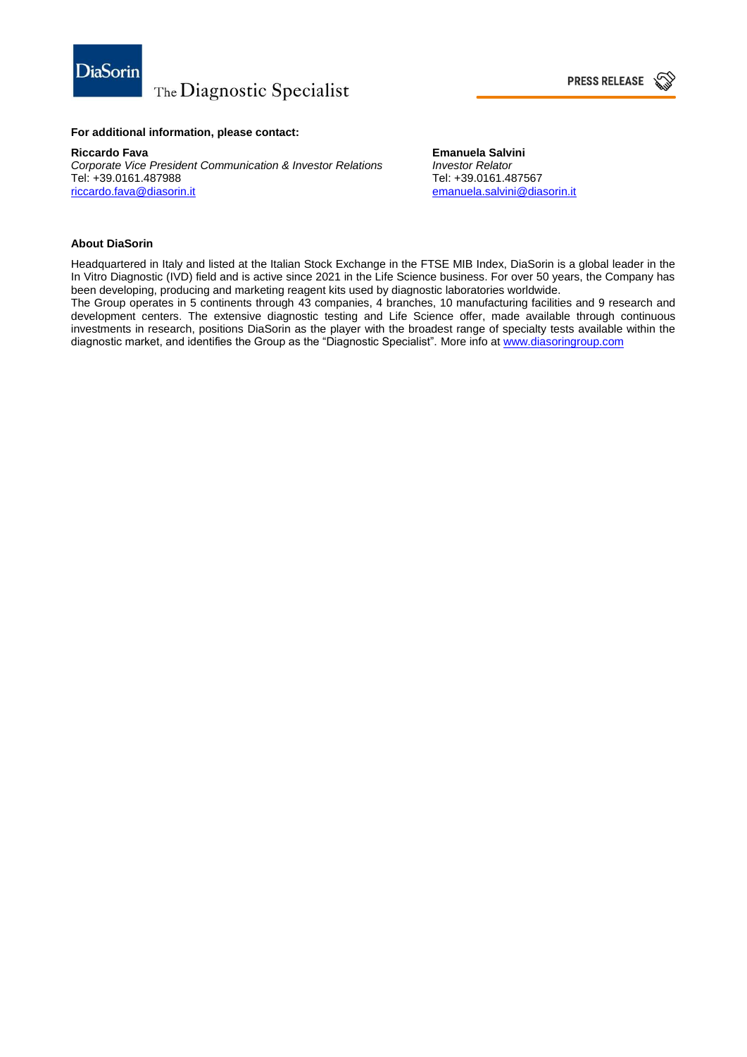**For additional information, please contact:**

**Riccardo Fava**
*Corporate Vice President Communication & Investor Relations*
Tel: +39.0161.487988
riccardo.fava@diasorin.it

**Emanuela Salvini**
*Investor Relator*
Tel: +39.0161.487567
emanuela.salvini@diasorin.it

**About DiaSorin**

Headquartered in Italy and listed at the Italian Stock Exchange in the FTSE MIB Index, DiaSorin is a global leader in the In Vitro Diagnostic (IVD) field and is active since 2021 in the Life Science business. For over 50 years, the Company has been developing, producing and marketing reagent kits used by diagnostic laboratories worldwide.
The Group operates in 5 continents through 43 companies, 4 branches, 10 manufacturing facilities and 9 research and development centers. The extensive diagnostic testing and Life Science offer, made available through continuous investments in research, positions DiaSorin as the player with the broadest range of specialty tests available within the diagnostic market, and identifies the Group as the "Diagnostic Specialist". More info at www.diasoringroup.com